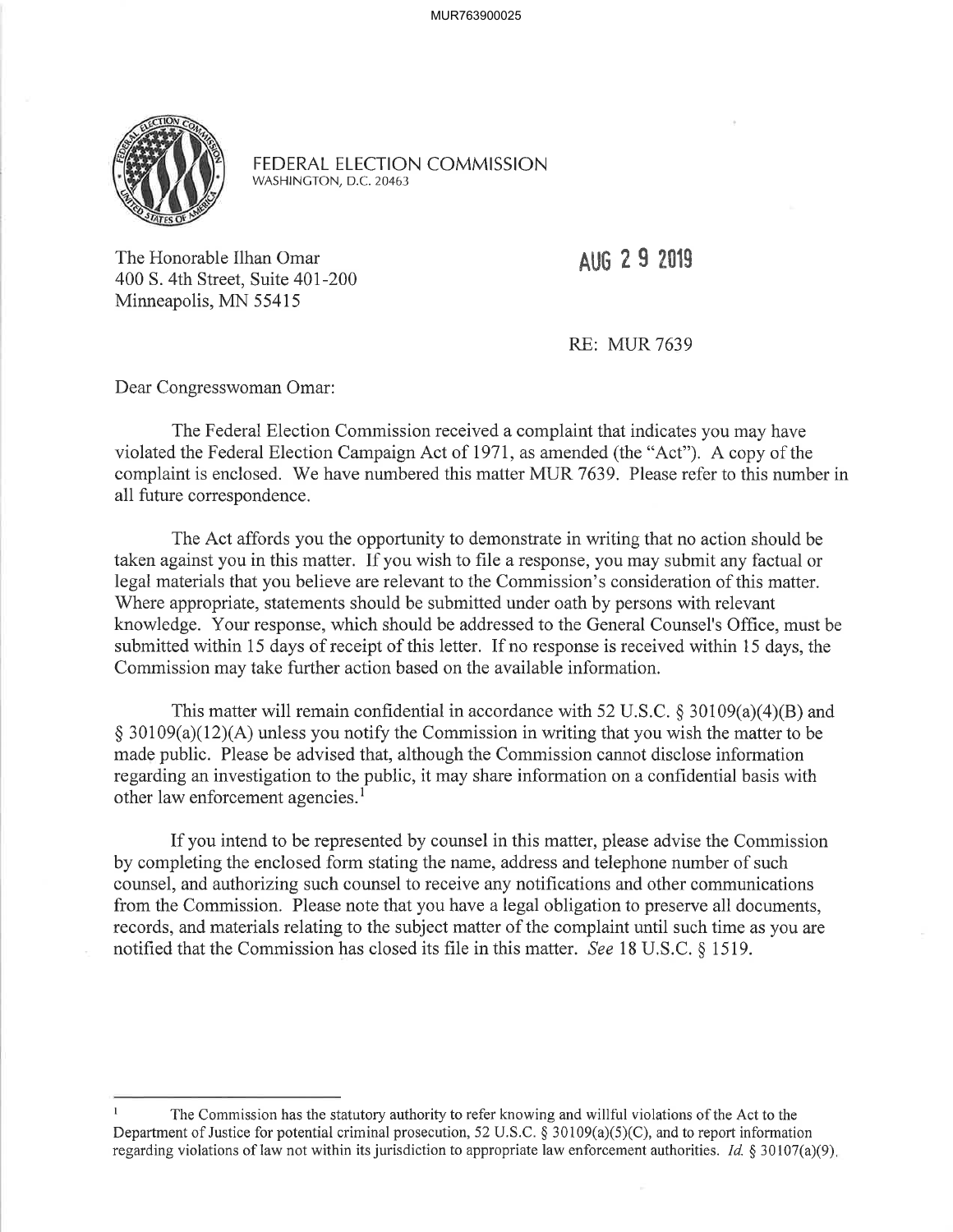FEDERAL ELECTION COMMISSION
WASHINGTON, D.C. 20463

The Honorable Ilhan Omar
400 S. 4th Street, Suite 401-200
Minneapolis, MN 55415

AUG 29 2019

RE: MUR 7639

Dear Congresswoman Omar:

The Federal Election Commission received a complaint that indicates you may have violated the Federal Election Campaign Act of 1971, as amended (the "Act"). A copy of the complaint is enclosed. We have numbered this matter MUR 7639. Please refer to this number in all future correspondence.

The Act affords you the opportunity to demonstrate in writing that no action should be taken against you in this matter. If you wish to file a response, you may submit any factual or legal materials that you believe are relevant to the Commission's consideration of this matter. Where appropriate, statements should be submitted under oath by persons with relevant knowledge. Your response, which should be addressed to the General Counsel's Office, must be submitted within 15 days of receipt of this letter. If no response is received within 15 days, the Commission may take further action based on the available information.

This matter will remain confidential in accordance with 52 U.S.C. § 30109(a)(4)(B) and § 30109(a)(12)(A) unless you notify the Commission in writing that you wish the matter to be made public. Please be advised that, although the Commission cannot disclose information regarding an investigation to the public, it may share information on a confidential basis with other law enforcement agencies.[1]

If you intend to be represented by counsel in this matter, please advise the Commission by completing the enclosed form stating the name, address and telephone number of such counsel, and authorizing such counsel to receive any notifications and other communications from the Commission. Please note that you have a legal obligation to preserve all documents, records, and materials relating to the subject matter of the complaint until such time as you are notified that the Commission has closed its file in this matter. *See* 18 U.S.C. § 1519.

---

[1] The Commission has the statutory authority to refer knowing and willful violations of the Act to the Department of Justice for potential criminal prosecution, 52 U.S.C. § 30109(a)(5)(C), and to report information regarding violations of law not within its jurisdiction to appropriate law enforcement authorities. *Id.* § 30107(a)(9).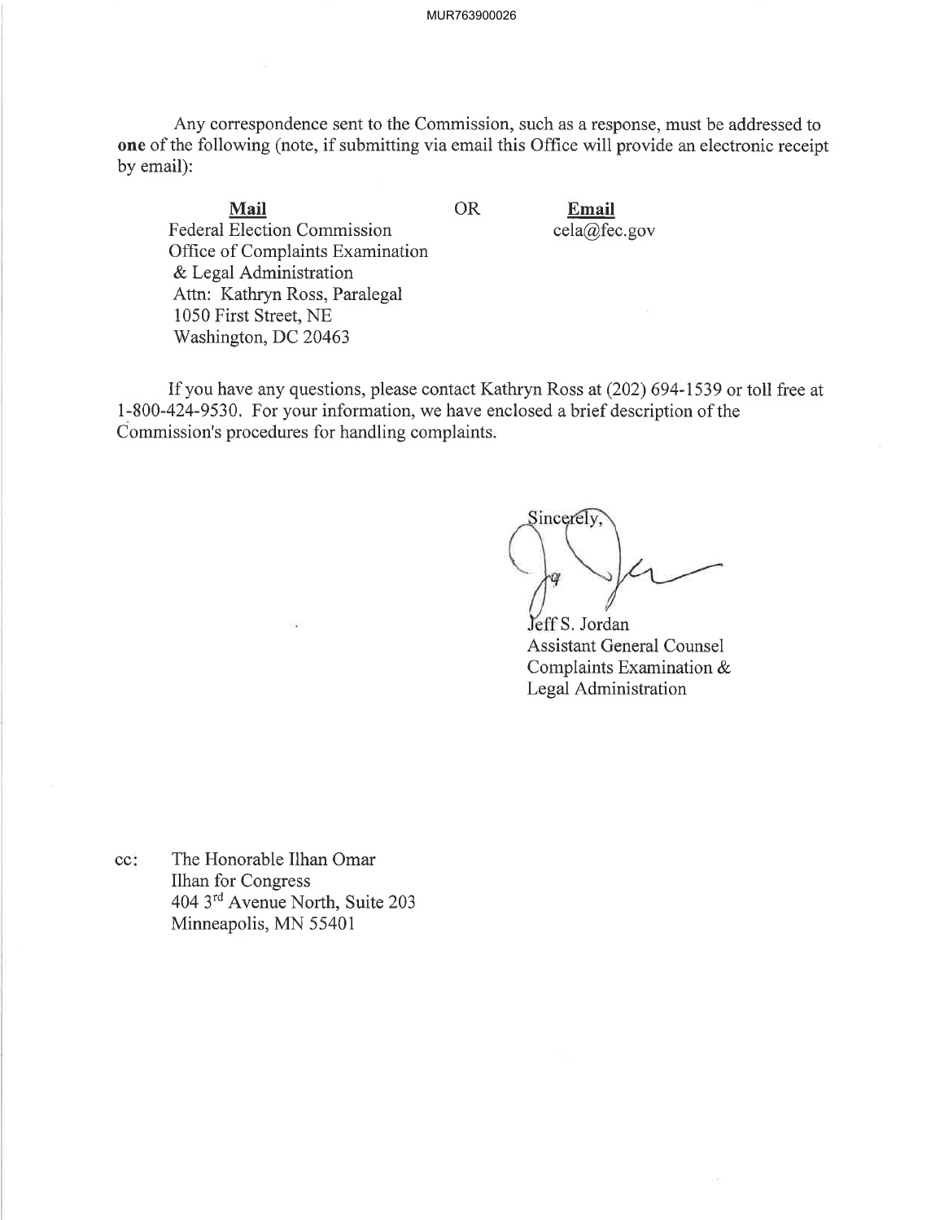Any correspondence sent to the Commission, such as a response, must be addressed to **one** of the following (note, if submitting via email this Office will provide an electronic receipt by email):

| **Mail** | OR | **Email** |
|---|---|---|
| Federal Election Commission<br>Office of Complaints Examination<br>& Legal Administration<br>Attn: Kathryn Ross, Paralegal<br>1050 First Street, NE<br>Washington, DC 20463 | | cela@fec.gov |

If you have any questions, please contact Kathryn Ross at (202) 694-1539 or toll free at 1-800-424-9530. For your information, we have enclosed a brief description of the Commission's procedures for handling complaints.

Sincerely,

Jeff S. Jordan
Assistant General Counsel
Complaints Examination &
Legal Administration

cc: The Honorable Ilhan Omar
Ilhan for Congress
404 3rd Avenue North, Suite 203
Minneapolis, MN 55401